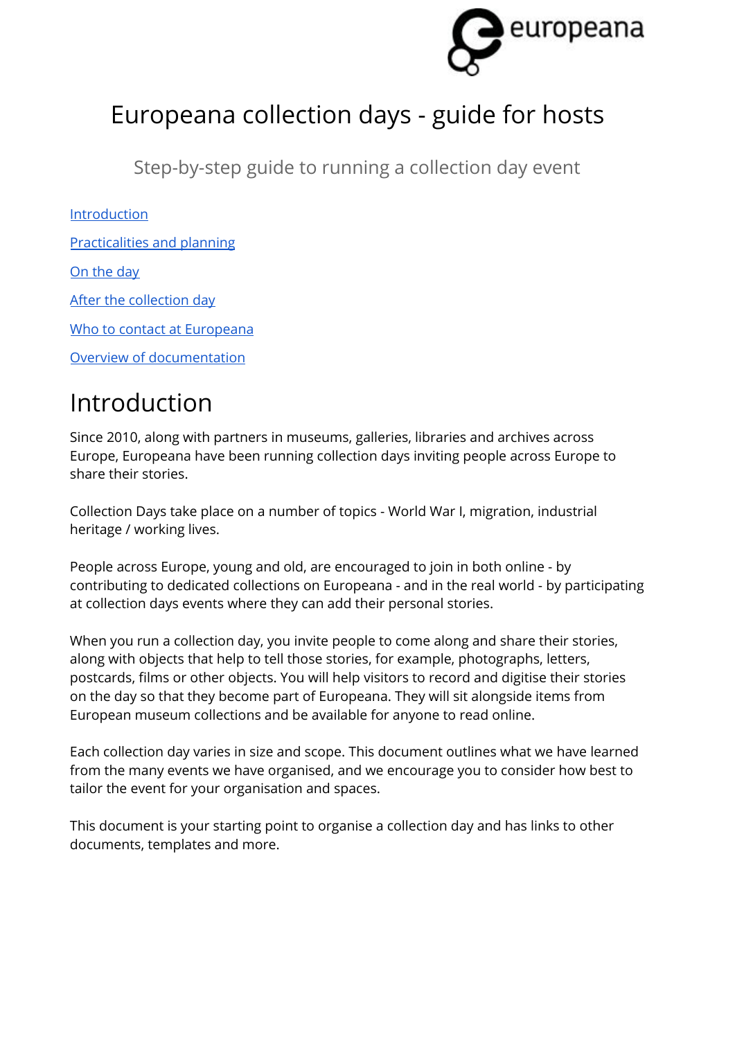# Europeana collection days - guide for hosts

Step-by-step guide to running a collection day event

[Introduction](#introduction)

[Practicalities and planning](#practicalities-and-planning)

[On the day](#on-the-day)

[After the collection day](#after-the-collection-day)

[Who to contact at Europeana](#who-to-contact-at-europeana)

[Overview of documentation](#overview-of-documentation)

## Introduction

Since 2010, along with partners in museums, galleries, libraries and archives across Europe, Europeana have been running collection days inviting people across Europe to share their stories.

Collection Days take place on a number of topics - World War I, migration, industrial heritage / working lives.

People across Europe, young and old, are encouraged to join in both online - by contributing to dedicated collections on Europeana - and in the real world - by participating at collection days events where they can add their personal stories.

When you run a collection day, you invite people to come along and share their stories, along with objects that help to tell those stories, for example, photographs, letters, postcards, films or other objects. You will help visitors to record and digitise their stories on the day so that they become part of Europeana. They will sit alongside items from European museum collections and be available for anyone to read online.

Each collection day varies in size and scope. This document outlines what we have learned from the many events we have organised, and we encourage you to consider how best to tailor the event for your organisation and spaces.

This document is your starting point to organise a collection day and has links to other documents, templates and more.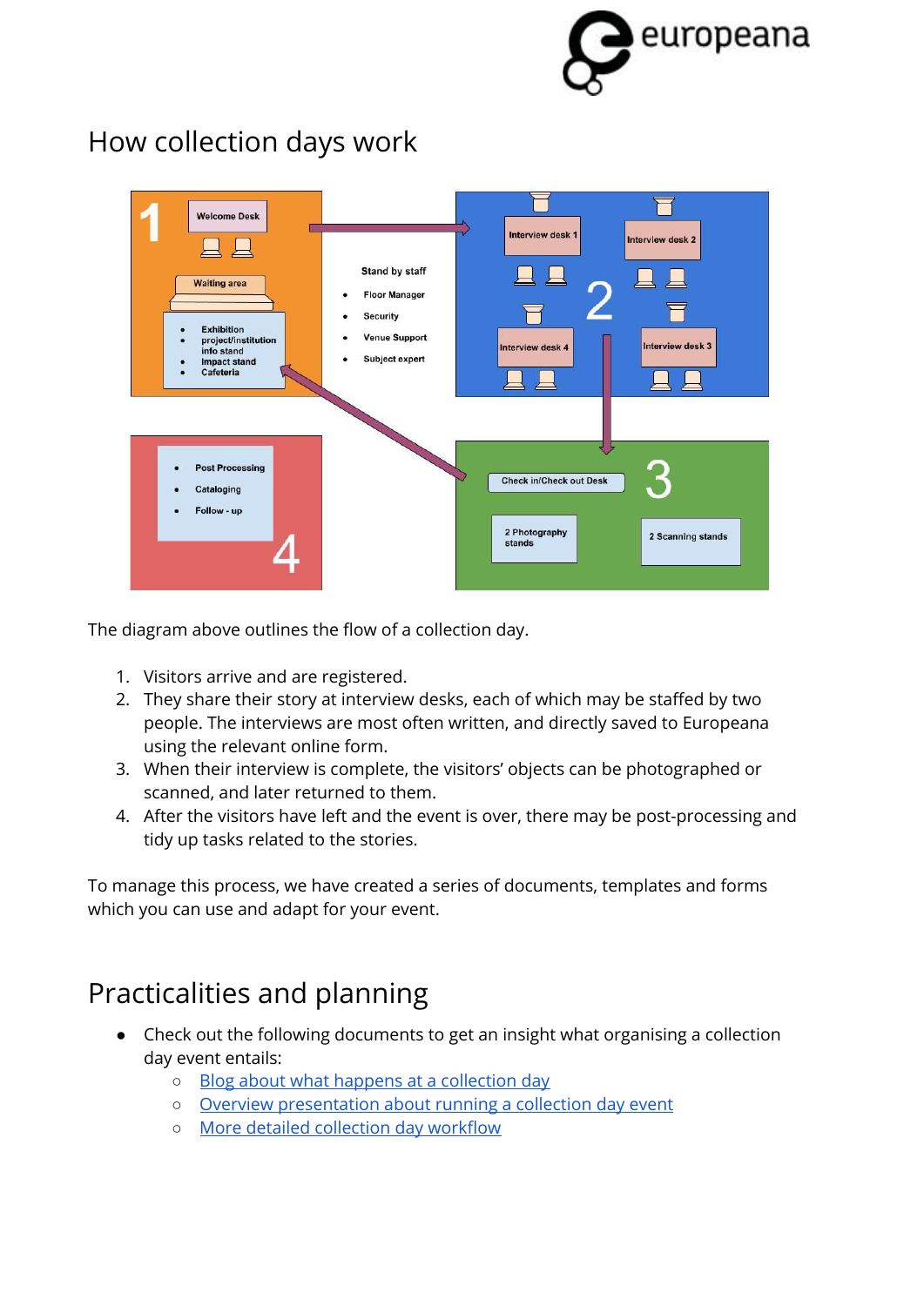# How collection days work

The diagram above outlines the flow of a collection day.

1. Visitors arrive and are registered.
2. They share their story at interview desks, each of which may be staffed by two people. The interviews are most often written, and directly saved to Europeana using the relevant online form.
3. When their interview is complete, the visitors' objects can be photographed or scanned, and later returned to them.
4. After the visitors have left and the event is over, there may be post-processing and tidy up tasks related to the stories.

To manage this process, we have created a series of documents, templates and forms which you can use and adapt for your event.

# Practicalities and planning

- Check out the following documents to get an insight what organising a collection day event entails:
    - Blog about what happens at a collection day
    - Overview presentation about running a collection day event
    - More detailed collection day workflow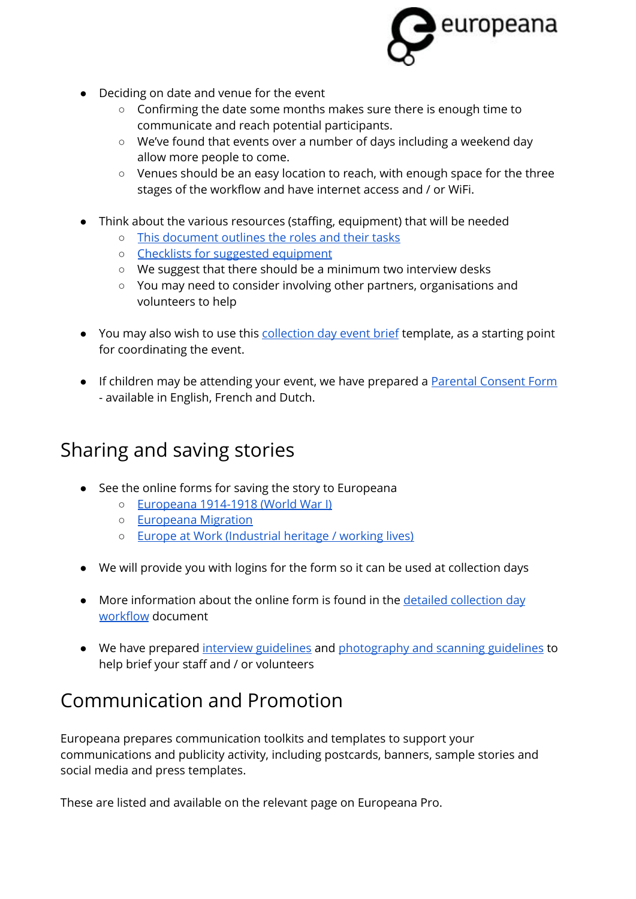- Deciding on date and venue for the event
    - Confirming the date some months makes sure there is enough time to communicate and reach potential participants.
    - We've found that events over a number of days including a weekend day allow more people to come.
    - Venues should be an easy location to reach, with enough space for the three stages of the workflow and have internet access and / or WiFi.

- Think about the various resources (staffing, equipment) that will be needed
    - This document outlines the roles and their tasks
    - Checklists for suggested equipment
    - We suggest that there should be a minimum two interview desks
    - You may need to consider involving other partners, organisations and volunteers to help

- You may also wish to use this collection day event brief template, as a starting point for coordinating the event.

- If children may be attending your event, we have prepared a Parental Consent Form - available in English, French and Dutch.

## Sharing and saving stories

- See the online forms for saving the story to Europeana
    - Europeana 1914-1918 (World War I)
    - Europeana Migration
    - Europe at Work (Industrial heritage / working lives)

- We will provide you with logins for the form so it can be used at collection days

- More information about the online form is found in the detailed collection day workflow document

- We have prepared interview guidelines and photography and scanning guidelines to help brief your staff and / or volunteers

## Communication and Promotion

Europeana prepares communication toolkits and templates to support your communications and publicity activity, including postcards, banners, sample stories and social media and press templates.

These are listed and available on the relevant page on Europeana Pro.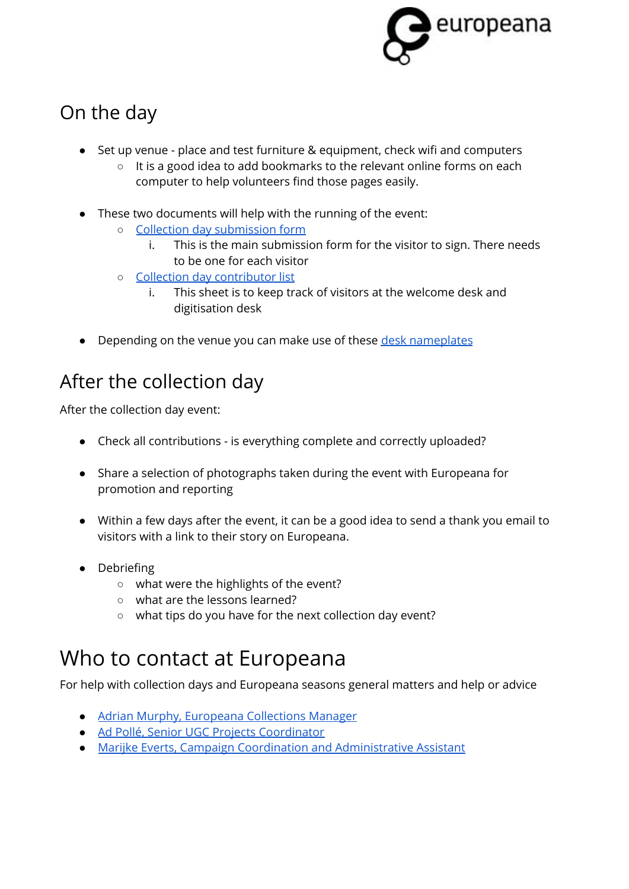## On the day

- Set up venue - place and test furniture & equipment, check wifi and computers
  - It is a good idea to add bookmarks to the relevant online forms on each computer to help volunteers find those pages easily.

- These two documents will help with the running of the event:
  - Collection day submission form
    1. This is the main submission form for the visitor to sign. There needs to be one for each visitor
  - Collection day contributor list
    1. This sheet is to keep track of visitors at the welcome desk and digitisation desk

- Depending on the venue you can make use of these desk nameplates

## After the collection day

After the collection day event:

- Check all contributions - is everything complete and correctly uploaded?

- Share a selection of photographs taken during the event with Europeana for promotion and reporting

- Within a few days after the event, it can be a good idea to send a thank you email to visitors with a link to their story on Europeana.

- Debriefing
  - what were the highlights of the event?
  - what are the lessons learned?
  - what tips do you have for the next collection day event?

## Who to contact at Europeana

For help with collection days and Europeana seasons general matters and help or advice

- Adrian Murphy, Europeana Collections Manager
- Ad Pollé, Senior UGC Projects Coordinator
- Marijke Everts, Campaign Coordination and Administrative Assistant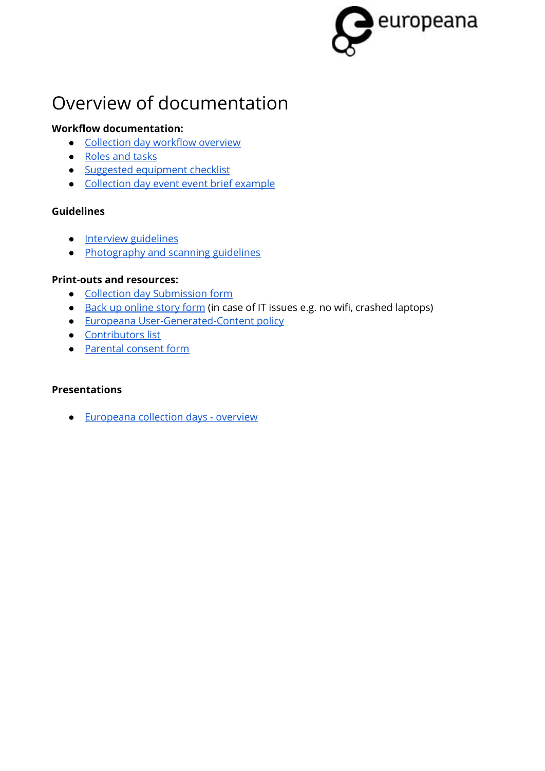# Overview of documentation

**Workflow documentation:**

- Collection day workflow overview
- Roles and tasks
- Suggested equipment checklist
- Collection day event event brief example

**Guidelines**

- Interview guidelines
- Photography and scanning guidelines

**Print-outs and resources:**

- Collection day Submission form
- Back up online story form (in case of IT issues e.g. no wifi, crashed laptops)
- Europeana User-Generated-Content policy
- Contributors list
- Parental consent form

**Presentations**

- Europeana collection days - overview